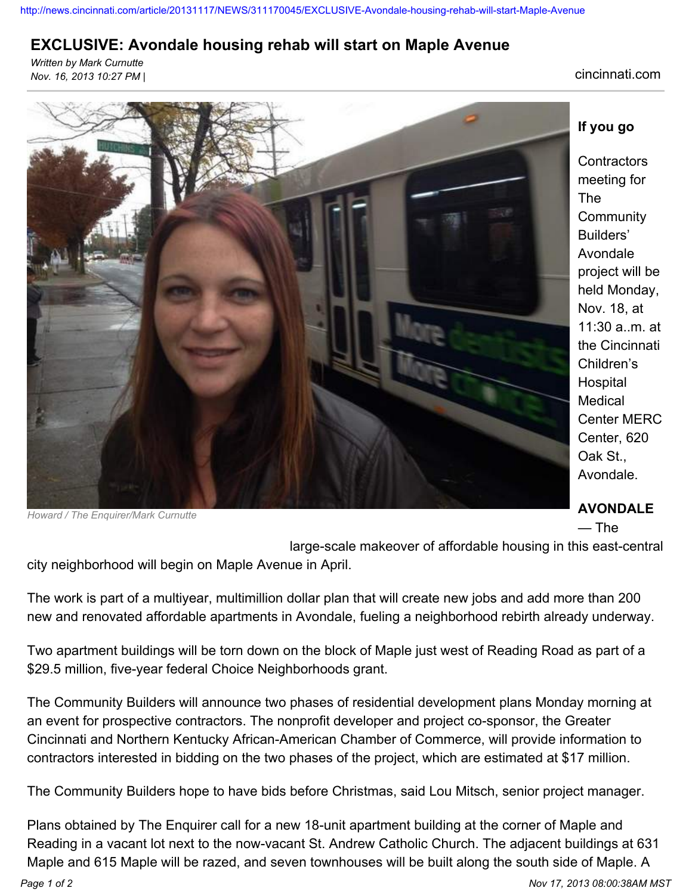http://news.cincinnati.com/article/20131117/NEWS/311170045/EXCLUSIVE-Avondale-housing-rehab-will-start-Maple-Avenue

# EXCLUSIVE: Avondale housing rehab will start on Maple Avenue

*Written by Mark Curnutte*
*Nov. 16, 2013 10:27 PM |*

cincinnati.com

Howard / The Enquirer/Mark Curnutte

**If you go**

Contractors meeting for The Community Builders' Avondale project will be held Monday, Nov. 18, at 11:30 a..m. at the Cincinnati Children's Hospital Medical Center MERC Center, 620 Oak St., Avondale.

**AVONDALE** — The large-scale makeover of affordable housing in this east-central city neighborhood will begin on Maple Avenue in April.

The work is part of a multiyear, multimillion dollar plan that will create new jobs and add more than 200 new and renovated affordable apartments in Avondale, fueling a neighborhood rebirth already underway.

Two apartment buildings will be torn down on the block of Maple just west of Reading Road as part of a $29.5 million, five-year federal Choice Neighborhoods grant.

The Community Builders will announce two phases of residential development plans Monday morning at an event for prospective contractors. The nonprofit developer and project co-sponsor, the Greater Cincinnati and Northern Kentucky African-American Chamber of Commerce, will provide information to contractors interested in bidding on the two phases of the project, which are estimated at $17 million.

The Community Builders hope to have bids before Christmas, said Lou Mitsch, senior project manager.

Plans obtained by The Enquirer call for a new 18-unit apartment building at the corner of Maple and Reading in a vacant lot next to the now-vacant St. Andrew Catholic Church. The adjacent buildings at 631 Maple and 615 Maple will be razed, and seven townhouses will be built along the south side of Maple. A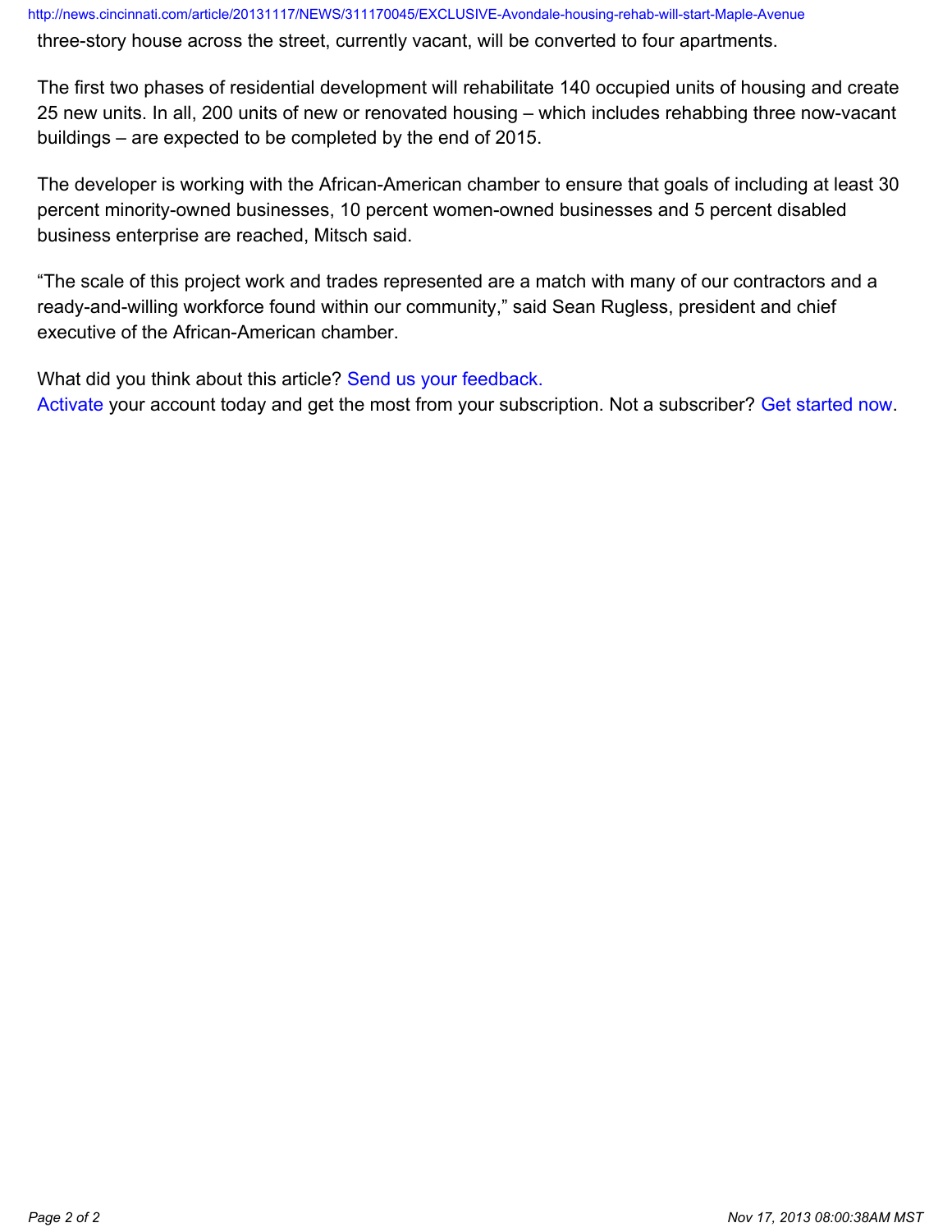three-story house across the street, currently vacant, will be converted to four apartments.

The first two phases of residential development will rehabilitate 140 occupied units of housing and create 25 new units. In all, 200 units of new or renovated housing – which includes rehabbing three now-vacant buildings – are expected to be completed by the end of 2015.

The developer is working with the African-American chamber to ensure that goals of including at least 30 percent minority-owned businesses, 10 percent women-owned businesses and 5 percent disabled business enterprise are reached, Mitsch said.

"The scale of this project work and trades represented are a match with many of our contractors and a ready-and-willing workforce found within our community," said Sean Rugless, president and chief executive of the African-American chamber.

What did you think about this article? Send us your feedback.
Activate your account today and get the most from your subscription. Not a subscriber? Get started now.